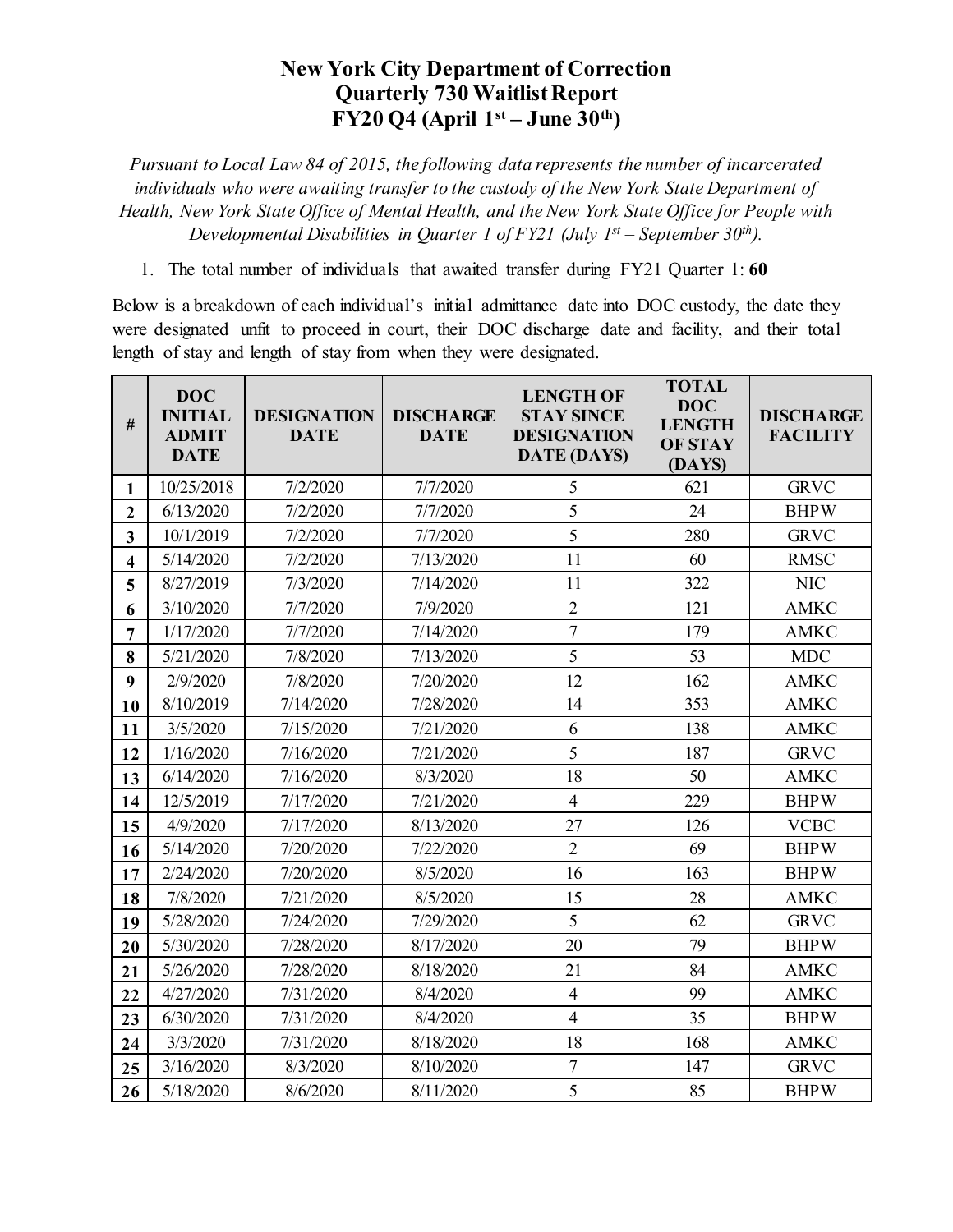# New York City Department of Correction
## Quarterly 730 Waitlist Report
## FY20 Q4 (April 1st – June 30th)

*Pursuant to Local Law 84 of 2015, the following data represents the number of incarcerated individuals who were awaiting transfer to the custody of the New York State Department of Health, New York State Office of Mental Health, and the New York State Office for People with Developmental Disabilities in Quarter 1 of FY21 (July 1st – September 30th).*

1. The total number of individuals that awaited transfer during FY21 Quarter 1: **60**

Below is a breakdown of each individual's initial admittance date into DOC custody, the date they were designated unfit to proceed in court, their DOC discharge date and facility, and their total length of stay and length of stay from when they were designated.

| # | DOC INITIAL ADMIT DATE | DESIGNATION DATE | DISCHARGE DATE | LENGTH OF STAY SINCE DESIGNATION DATE (DAYS) | TOTAL DOC LENGTH OF STAY (DAYS) | DISCHARGE FACILITY |
|---|---|---|---|---|---|---|
| 1 | 10/25/2018 | 7/2/2020 | 7/7/2020 | 5 | 621 | GRVC |
| 2 | 6/13/2020 | 7/2/2020 | 7/7/2020 | 5 | 24 | BHPW |
| 3 | 10/1/2019 | 7/2/2020 | 7/7/2020 | 5 | 280 | GRVC |
| 4 | 5/14/2020 | 7/2/2020 | 7/13/2020 | 11 | 60 | RMSC |
| 5 | 8/27/2019 | 7/3/2020 | 7/14/2020 | 11 | 322 | NIC |
| 6 | 3/10/2020 | 7/7/2020 | 7/9/2020 | 2 | 121 | AMKC |
| 7 | 1/17/2020 | 7/7/2020 | 7/14/2020 | 7 | 179 | AMKC |
| 8 | 5/21/2020 | 7/8/2020 | 7/13/2020 | 5 | 53 | MDC |
| 9 | 2/9/2020 | 7/8/2020 | 7/20/2020 | 12 | 162 | AMKC |
| 10 | 8/10/2019 | 7/14/2020 | 7/28/2020 | 14 | 353 | AMKC |
| 11 | 3/5/2020 | 7/15/2020 | 7/21/2020 | 6 | 138 | AMKC |
| 12 | 1/16/2020 | 7/16/2020 | 7/21/2020 | 5 | 187 | GRVC |
| 13 | 6/14/2020 | 7/16/2020 | 8/3/2020 | 18 | 50 | AMKC |
| 14 | 12/5/2019 | 7/17/2020 | 7/21/2020 | 4 | 229 | BHPW |
| 15 | 4/9/2020 | 7/17/2020 | 8/13/2020 | 27 | 126 | VCBC |
| 16 | 5/14/2020 | 7/20/2020 | 7/22/2020 | 2 | 69 | BHPW |
| 17 | 2/24/2020 | 7/20/2020 | 8/5/2020 | 16 | 163 | BHPW |
| 18 | 7/8/2020 | 7/21/2020 | 8/5/2020 | 15 | 28 | AMKC |
| 19 | 5/28/2020 | 7/24/2020 | 7/29/2020 | 5 | 62 | GRVC |
| 20 | 5/30/2020 | 7/28/2020 | 8/17/2020 | 20 | 79 | BHPW |
| 21 | 5/26/2020 | 7/28/2020 | 8/18/2020 | 21 | 84 | AMKC |
| 22 | 4/27/2020 | 7/31/2020 | 8/4/2020 | 4 | 99 | AMKC |
| 23 | 6/30/2020 | 7/31/2020 | 8/4/2020 | 4 | 35 | BHPW |
| 24 | 3/3/2020 | 7/31/2020 | 8/18/2020 | 18 | 168 | AMKC |
| 25 | 3/16/2020 | 8/3/2020 | 8/10/2020 | 7 | 147 | GRVC |
| 26 | 5/18/2020 | 8/6/2020 | 8/11/2020 | 5 | 85 | BHPW |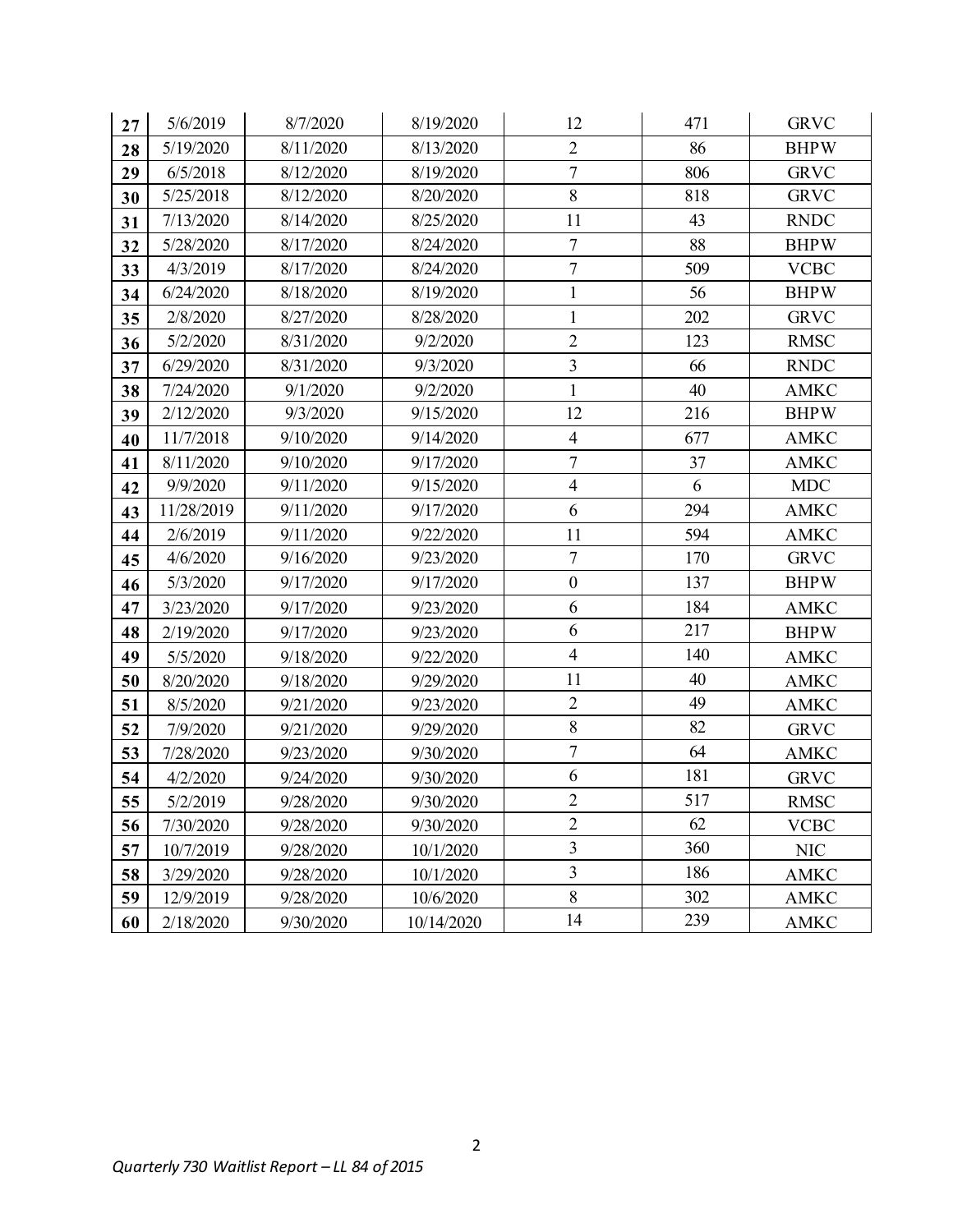| | | | | | | |
|---|---|---|---|---|---|---|
| **27** | 5/6/2019 | 8/7/2020 | 8/19/2020 | 12 | 471 | GRVC |
| **28** | 5/19/2020 | 8/11/2020 | 8/13/2020 | 2 | 86 | BHPW |
| **29** | 6/5/2018 | 8/12/2020 | 8/19/2020 | 7 | 806 | GRVC |
| **30** | 5/25/2018 | 8/12/2020 | 8/20/2020 | 8 | 818 | GRVC |
| **31** | 7/13/2020 | 8/14/2020 | 8/25/2020 | 11 | 43 | RNDC |
| **32** | 5/28/2020 | 8/17/2020 | 8/24/2020 | 7 | 88 | BHPW |
| **33** | 4/3/2019 | 8/17/2020 | 8/24/2020 | 7 | 509 | VCBC |
| **34** | 6/24/2020 | 8/18/2020 | 8/19/2020 | 1 | 56 | BHPW |
| **35** | 2/8/2020 | 8/27/2020 | 8/28/2020 | 1 | 202 | GRVC |
| **36** | 5/2/2020 | 8/31/2020 | 9/2/2020 | 2 | 123 | RMSC |
| **37** | 6/29/2020 | 8/31/2020 | 9/3/2020 | 3 | 66 | RNDC |
| **38** | 7/24/2020 | 9/1/2020 | 9/2/2020 | 1 | 40 | AMKC |
| **39** | 2/12/2020 | 9/3/2020 | 9/15/2020 | 12 | 216 | BHPW |
| **40** | 11/7/2018 | 9/10/2020 | 9/14/2020 | 4 | 677 | AMKC |
| **41** | 8/11/2020 | 9/10/2020 | 9/17/2020 | 7 | 37 | AMKC |
| **42** | 9/9/2020 | 9/11/2020 | 9/15/2020 | 4 | 6 | MDC |
| **43** | 11/28/2019 | 9/11/2020 | 9/17/2020 | 6 | 294 | AMKC |
| **44** | 2/6/2019 | 9/11/2020 | 9/22/2020 | 11 | 594 | AMKC |
| **45** | 4/6/2020 | 9/16/2020 | 9/23/2020 | 7 | 170 | GRVC |
| **46** | 5/3/2020 | 9/17/2020 | 9/17/2020 | 0 | 137 | BHPW |
| **47** | 3/23/2020 | 9/17/2020 | 9/23/2020 | 6 | 184 | AMKC |
| **48** | 2/19/2020 | 9/17/2020 | 9/23/2020 | 6 | 217 | BHPW |
| **49** | 5/5/2020 | 9/18/2020 | 9/22/2020 | 4 | 140 | AMKC |
| **50** | 8/20/2020 | 9/18/2020 | 9/29/2020 | 11 | 40 | AMKC |
| **51** | 8/5/2020 | 9/21/2020 | 9/23/2020 | 2 | 49 | AMKC |
| **52** | 7/9/2020 | 9/21/2020 | 9/29/2020 | 8 | 82 | GRVC |
| **53** | 7/28/2020 | 9/23/2020 | 9/30/2020 | 7 | 64 | AMKC |
| **54** | 4/2/2020 | 9/24/2020 | 9/30/2020 | 6 | 181 | GRVC |
| **55** | 5/2/2019 | 9/28/2020 | 9/30/2020 | 2 | 517 | RMSC |
| **56** | 7/30/2020 | 9/28/2020 | 9/30/2020 | 2 | 62 | VCBC |
| **57** | 10/7/2019 | 9/28/2020 | 10/1/2020 | 3 | 360 | NIC |
| **58** | 3/29/2020 | 9/28/2020 | 10/1/2020 | 3 | 186 | AMKC |
| **59** | 12/9/2019 | 9/28/2020 | 10/6/2020 | 8 | 302 | AMKC |
| **60** | 2/18/2020 | 9/30/2020 | 10/14/2020 | 14 | 239 | AMKC |